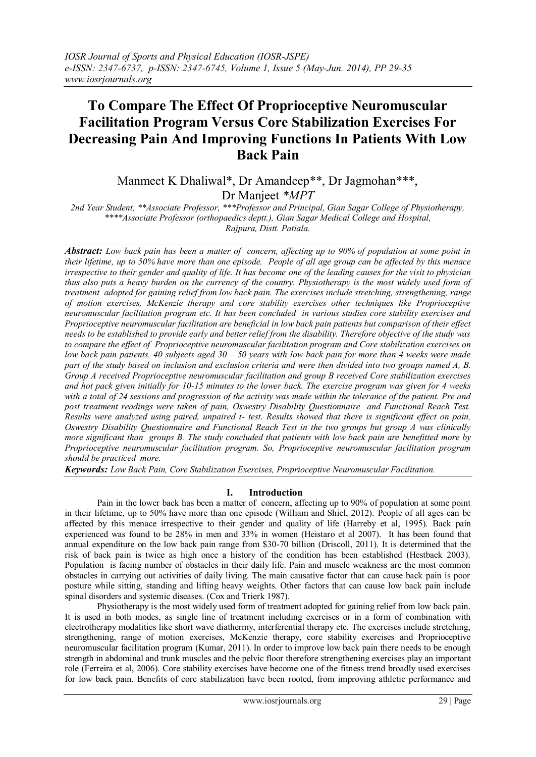# To Compare The Effect Of Proprioceptive Neuromuscular Facilitation Program Versus Core Stabilization Exercises For Decreasing Pain And Improving Functions In Patients With Low Back Pain

Manmeet K Dhaliwal*, Dr Amandeep**, Dr Jagmohan***, Dr Manjeet **MPT*

*2nd Year Student, **Associate Professor, ***Professor and Principal, Gian Sagar College of Physiotherapy, ****Associate Professor (orthopaedics deptt.), Gian Sagar Medical College and Hospital, Rajpura, Distt. Patiala.*

***Abstract:*** *Low back pain has been a matter of concern, affecting up to 90% of population at some point in their lifetime, up to 50% have more than one episode. People of all age group can be affected by this menace irrespective to their gender and quality of life. It has become one of the leading causes for the visit to physician thus also puts a heavy burden on the currency of the country. Physiotherapy is the most widely used form of treatment adopted for gaining relief from low back pain. The exercises include stretching, strengthening, range of motion exercises, McKenzie therapy and core stability exercises other techniques like Proprioceptive neuromuscular facilitation program etc. It has been concluded in various studies core stability exercises and Proprioceptive neuromuscular facilitation are beneficial in low back pain patients but comparison of their effect needs to be established to provide early and better relief from the disability. Therefore objective of the study was to compare the effect of Proprioceptive neuromuscular facilitation program and Core stabilization exercises on low back pain patients. 40 subjects aged 30 – 50 years with low back pain for more than 4 weeks were made part of the study based on inclusion and exclusion criteria and were then divided into two groups named A, B. Group A received Proprioceptive neuromuscular facilitation and group B received Core stabilization exercises and hot pack given initially for 10-15 minutes to the lower back. The exercise program was given for 4 weeks with a total of 24 sessions and progression of the activity was made within the tolerance of the patient. Pre and post treatment readings were taken of pain, Oswestry Disability Questionnaire and Functional Reach Test. Results were analyzed using paired, unpaired t- test. Results showed that there is significant effect on pain, Oswestry Disability Questionnaire and Functional Reach Test in the two groups but group A was clinically more significant than groups B. The study concluded that patients with low back pain are benefitted more by Proprioceptive neuromuscular facilitation program. So, Proprioceptive neuromuscular facilitation program should be practiced more.*

***Keywords:*** *Low Back Pain, Core Stabilization Exercises, Proprioceptive Neuromuscular Facilitation.*

## I. Introduction

Pain in the lower back has been a matter of concern, affecting up to 90% of population at some point in their lifetime, up to 50% have more than one episode (William and Shiel, 2012). People of all ages can be affected by this menace irrespective to their gender and quality of life (Harreby et al, 1995). Back pain experienced was found to be 28% in men and 33% in women (Heistaro et al 2007). It has been found that annual expenditure on the low back pain range from $30-70 billion (Driscoll, 2011). It is determined that the risk of back pain is twice as high once a history of the condition has been established (Hestbaek 2003). Population is facing number of obstacles in their daily life. Pain and muscle weakness are the most common obstacles in carrying out activities of daily living. The main causative factor that can cause back pain is poor posture while sitting, standing and lifting heavy weights. Other factors that can cause low back pain include spinal disorders and systemic diseases. (Cox and Trierk 1987).

Physiotherapy is the most widely used form of treatment adopted for gaining relief from low back pain. It is used in both modes, as single line of treatment including exercises or in a form of combination with electrotherapy modalities like short wave diathermy, interferential therapy etc. The exercises include stretching, strengthening, range of motion exercises, McKenzie therapy, core stability exercises and Proprioceptive neuromuscular facilitation program (Kumar, 2011). In order to improve low back pain there needs to be enough strength in abdominal and trunk muscles and the pelvic floor therefore strengthening exercises play an important role (Ferreira et al, 2006). Core stability exercises have become one of the fitness trend broadly used exercises for low back pain. Benefits of core stabilization have been rooted, from improving athletic performance and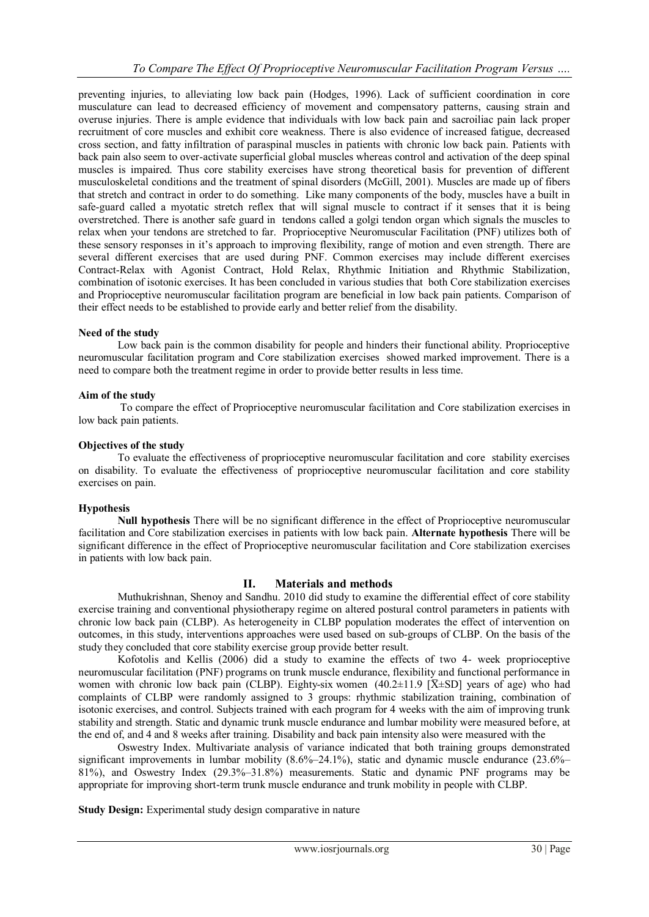preventing injuries, to alleviating low back pain (Hodges, 1996). Lack of sufficient coordination in core musculature can lead to decreased efficiency of movement and compensatory patterns, causing strain and overuse injuries. There is ample evidence that individuals with low back pain and sacroiliac pain lack proper recruitment of core muscles and exhibit core weakness. There is also evidence of increased fatigue, decreased cross section, and fatty infiltration of paraspinal muscles in patients with chronic low back pain. Patients with back pain also seem to over-activate superficial global muscles whereas control and activation of the deep spinal muscles is impaired. Thus core stability exercises have strong theoretical basis for prevention of different musculoskeletal conditions and the treatment of spinal disorders (McGill, 2001). Muscles are made up of fibers that stretch and contract in order to do something. Like many components of the body, muscles have a built in safe-guard called a myotatic stretch reflex that will signal muscle to contract if it senses that it is being overstretched. There is another safe guard in tendons called a golgi tendon organ which signals the muscles to relax when your tendons are stretched to far. Proprioceptive Neuromuscular Facilitation (PNF) utilizes both of these sensory responses in it's approach to improving flexibility, range of motion and even strength. There are several different exercises that are used during PNF. Common exercises may include different exercises Contract-Relax with Agonist Contract, Hold Relax, Rhythmic Initiation and Rhythmic Stabilization, combination of isotonic exercises. It has been concluded in various studies that both Core stabilization exercises and Proprioceptive neuromuscular facilitation program are beneficial in low back pain patients. Comparison of their effect needs to be established to provide early and better relief from the disability.

**Need of the study**

Low back pain is the common disability for people and hinders their functional ability. Proprioceptive neuromuscular facilitation program and Core stabilization exercises showed marked improvement. There is a need to compare both the treatment regime in order to provide better results in less time.

**Aim of the study**

To compare the effect of Proprioceptive neuromuscular facilitation and Core stabilization exercises in low back pain patients.

**Objectives of the study**

To evaluate the effectiveness of proprioceptive neuromuscular facilitation and core stability exercises on disability. To evaluate the effectiveness of proprioceptive neuromuscular facilitation and core stability exercises on pain.

**Hypothesis**

**Null hypothesis** There will be no significant difference in the effect of Proprioceptive neuromuscular facilitation and Core stabilization exercises in patients with low back pain. **Alternate hypothesis** There will be significant difference in the effect of Proprioceptive neuromuscular facilitation and Core stabilization exercises in patients with low back pain.

## II. Materials and methods

Muthukrishnan, Shenoy and Sandhu. 2010 did study to examine the differential effect of core stability exercise training and conventional physiotherapy regime on altered postural control parameters in patients with chronic low back pain (CLBP). As heterogeneity in CLBP population moderates the effect of intervention on outcomes, in this study, interventions approaches were used based on sub-groups of CLBP. On the basis of the study they concluded that core stability exercise group provide better result.

Kofotolis and Kellis (2006) did a study to examine the effects of two 4- week proprioceptive neuromuscular facilitation (PNF) programs on trunk muscle endurance, flexibility and functional performance in women with chronic low back pain (CLBP). Eighty-six women (40.2±11.9 [$\bar{X}$±SD] years of age) who had complaints of CLBP were randomly assigned to 3 groups: rhythmic stabilization training, combination of isotonic exercises, and control. Subjects trained with each program for 4 weeks with the aim of improving trunk stability and strength. Static and dynamic trunk muscle endurance and lumbar mobility were measured before, at the end of, and 4 and 8 weeks after training. Disability and back pain intensity also were measured with the

Oswestry Index. Multivariate analysis of variance indicated that both training groups demonstrated significant improvements in lumbar mobility (8.6%–24.1%), static and dynamic muscle endurance (23.6%–81%), and Oswestry Index (29.3%–31.8%) measurements. Static and dynamic PNF programs may be appropriate for improving short-term trunk muscle endurance and trunk mobility in people with CLBP.

**Study Design:** Experimental study design comparative in nature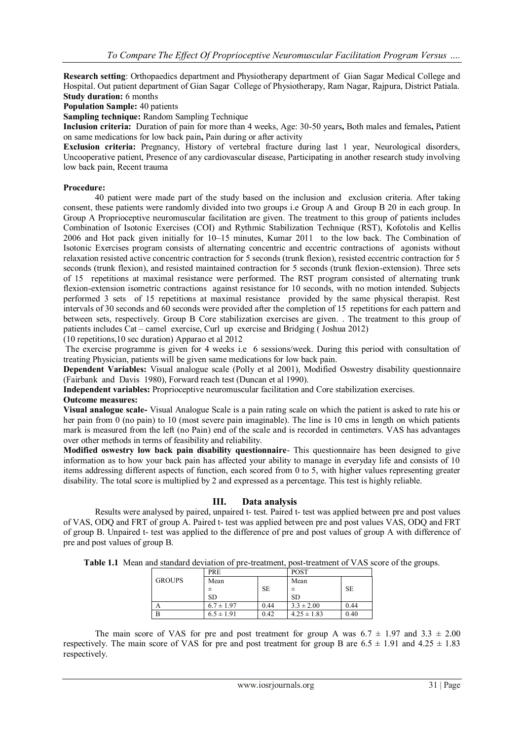**Research setting**: Orthopaedics department and Physiotherapy department of Gian Sagar Medical College and Hospital. Out patient department of Gian Sagar College of Physiotherapy, Ram Nagar, Rajpura, District Patiala.
**Study duration:** 6 months
**Population Sample:** 40 patients
**Sampling technique:** Random Sampling Technique
**Inclusion criteria:** Duration of pain for more than 4 weeks, Age: 30-50 years**,** Both males and females**,** Patient on same medications for low back pain**,** Pain during or after activity
**Exclusion criteria:** Pregnancy, History of vertebral fracture during last 1 year, Neurological disorders, Uncooperative patient, Presence of any cardiovascular disease, Participating in another research study involving low back pain, Recent trauma

**Procedure:**

40 patient were made part of the study based on the inclusion and exclusion criteria. After taking consent, these patients were randomly divided into two groups i.e Group A and Group B 20 in each group. In Group A Proprioceptive neuromuscular facilitation are given. The treatment to this group of patients includes Combination of Isotonic Exercises (COI) and Rythmic Stabilization Technique (RST), Kofotolis and Kellis 2006 and Hot pack given initially for 10–15 minutes, Kumar 2011 to the low back. The Combination of Isotonic Exercises program consists of alternating concentric and eccentric contractions of agonists without relaxation resisted active concentric contraction for 5 seconds (trunk flexion), resisted eccentric contraction for 5 seconds (trunk flexion), and resisted maintained contraction for 5 seconds (trunk flexion-extension). Three sets of 15 repetitions at maximal resistance were performed. The RST program consisted of alternating trunk flexion-extension isometric contractions against resistance for 10 seconds, with no motion intended. Subjects performed 3 sets of 15 repetitions at maximal resistance provided by the same physical therapist. Rest intervals of 30 seconds and 60 seconds were provided after the completion of 15 repetitions for each pattern and between sets, respectively. Group B Core stabilization exercises are given. . The treatment to this group of patients includes Cat – camel exercise, Curl up exercise and Bridging ( Joshua 2012)
(10 repetitions,10 sec duration) Apparao et al 2012

The exercise programme is given for 4 weeks i.e 6 sessions/week. During this period with consultation of treating Physician, patients will be given same medications for low back pain.

**Dependent Variables:** Visual analogue scale (Polly et al 2001), Modified Oswestry disability questionnaire (Fairbank and Davis 1980), Forward reach test (Duncan et al 1990).
**Independent variables:** Proprioceptive neuromuscular facilitation and Core stabilization exercises.
**Outcome measures:**
**Visual analogue scale-** Visual Analogue Scale is a pain rating scale on which the patient is asked to rate his or her pain from 0 (no pain) to 10 (most severe pain imaginable). The line is 10 cms in length on which patients mark is measured from the left (no Pain) end of the scale and is recorded in centimeters. VAS has advantages over other methods in terms of feasibility and reliability.
**Modified oswestry low back pain disability questionnaire**- This questionnaire has been designed to give information as to how your back pain has affected your ability to manage in everyday life and consists of 10 items addressing different aspects of function, each scored from 0 to 5, with higher values representing greater disability. The total score is multiplied by 2 and expressed as a percentage. This test is highly reliable.

## III. Data analysis

Results were analysed by paired, unpaired t- test. Paired t- test was applied between pre and post values of VAS, ODQ and FRT of group A. Paired t- test was applied between pre and post values VAS, ODQ and FRT of group B. Unpaired t- test was applied to the difference of pre and post values of group A with difference of pre and post values of group B.

**Table 1.1** Mean and standard deviation of pre-treatment, post-treatment of VAS score of the groups.

| GROUPS | PRE | | POST | |
|---|---|---|---|---|
| | Mean ± SD | SE | Mean ± SD | SE |
| A | 6.7 ± 1.97 | 0.44 | 3.3 ± 2.00 | 0.44 |
| B | 6.5 ± 1.91 | 0.42 | 4.25 ± 1.83 | 0.40 |

The main score of VAS for pre and post treatment for group A was 6.7 ± 1.97 and 3.3 ± 2.00 respectively. The main score of VAS for pre and post treatment for group B are 6.5 ± 1.91 and 4.25 ± 1.83 respectively.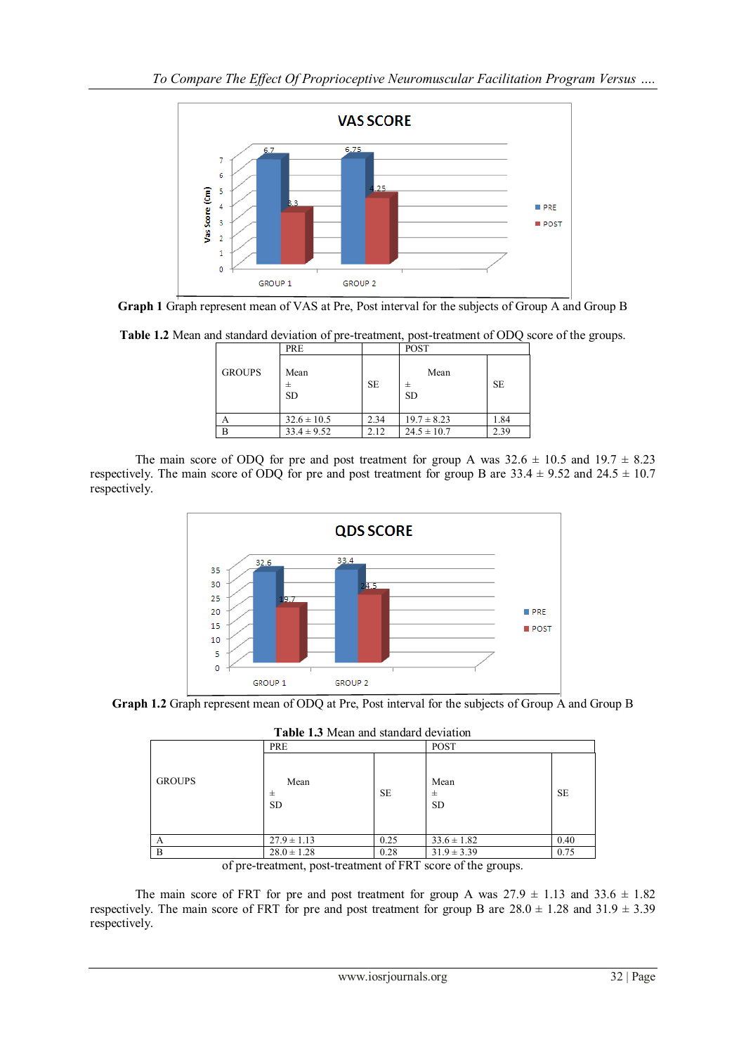**Graph 1** Graph represent mean of VAS at Pre, Post interval for the subjects of Group A and Group B

**Table 1.2** Mean and standard deviation of pre-treatment, post-treatment of ODQ score of the groups.

| GROUPS | PRE | | POST | |
|---|---|---|---|---|
| | Mean ± SD | SE | Mean ± SD | SE |
| A | 32.6 ± 10.5 | 2.34 | 19.7 ± 8.23 | 1.84 |
| B | 33.4 ± 9.52 | 2.12 | 24.5 ± 10.7 | 2.39 |

The main score of ODQ for pre and post treatment for group A was 32.6 ± 10.5 and 19.7 ± 8.23 respectively. The main score of ODQ for pre and post treatment for group B are 33.4 ± 9.52 and 24.5 ± 10.7 respectively.

**Graph 1.2** Graph represent mean of ODQ at Pre, Post interval for the subjects of Group A and Group B

**Table 1.3** Mean and standard deviation of pre-treatment, post-treatment of FRT score of the groups.

| GROUPS | PRE | | POST | |
|---|---|---|---|---|
| | Mean ± SD | SE | Mean ± SD | SE |
| A | 27.9 ± 1.13 | 0.25 | 33.6 ± 1.82 | 0.40 |
| B | 28.0 ± 1.28 | 0.28 | 31.9 ± 3.39 | 0.75 |

The main score of FRT for pre and post treatment for group A was 27.9 ± 1.13 and 33.6 ± 1.82 respectively. The main score of FRT for pre and post treatment for group B are 28.0 ± 1.28 and 31.9 ± 3.39 respectively.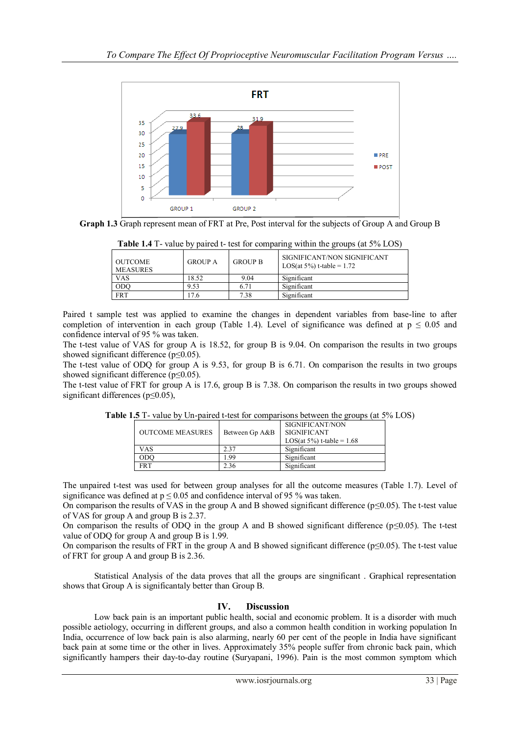Graph 1.3 Graph represent mean of FRT at Pre, Post interval for the subjects of Group A and Group B

**Table 1.4** T- value by paired t- test for comparing within the groups (at 5% LOS)

| OUTCOME MEASURES | GROUP A | GROUP B | SIGNIFICANT/NON SIGNIFICANT LOS(at 5%) t-table = 1.72 |
|---|---|---|---|
| VAS | 18.52 | 9.04 | Significant |
| ODQ | 9.53 | 6.71 | Significant |
| FRT | 17.6 | 7.38 | Significant |

Paired t sample test was applied to examine the changes in dependent variables from base-line to after completion of intervention in each group (Table 1.4). Level of significance was defined at $p \leq 0.05$ and confidence interval of 95 % was taken.
The t-test value of VAS for group A is 18.52, for group B is 9.04. On comparison the results in two groups showed significant difference ($p \leq 0.05$).
The t-test value of ODQ for group A is 9.53, for group B is 6.71. On comparison the results in two groups showed significant difference ($p \leq 0.05$).
The t-test value of FRT for group A is 17.6, group B is 7.38. On comparison the results in two groups showed significant differences ($p \leq 0.05$),

**Table 1.5** T- value by Un-paired t-test for comparisons between the groups (at 5% LOS)

| OUTCOME MEASURES | Between Gp A&B | SIGNIFICANT/NON SIGNIFICANT LOS(at 5%) t-table = 1.68 |
|---|---|---|
| VAS | 2.37 | Significant |
| ODQ | 1.99 | Significant |
| FRT | 2.36 | Significant |

The unpaired t-test was used for between group analyses for all the outcome measures (Table 1.7). Level of significance was defined at $p \leq 0.05$ and confidence interval of 95 % was taken.
On comparison the results of VAS in the group A and B showed significant difference ($p \leq 0.05$). The t-test value of VAS for group A and group B is 2.37.
On comparison the results of ODQ in the group A and B showed significant difference ($p \leq 0.05$). The t-test value of ODQ for group A and group B is 1.99.
On comparison the results of FRT in the group A and B showed significant difference ($p \leq 0.05$). The t-test value of FRT for group A and group B is 2.36.

Statistical Analysis of the data proves that all the groups are singnificant . Graphical representation shows that Group A is significantaly better than Group B.

## IV. Discussion

Low back pain is an important public health, social and economic problem. It is a disorder with much possible aetiology, occurring in different groups, and also a common health condition in working population In India, occurrence of low back pain is also alarming, nearly 60 per cent of the people in India have significant back pain at some time or the other in lives. Approximately 35% people suffer from chronic back pain, which significantly hampers their day-to-day routine (Suryapani, 1996). Pain is the most common symptom which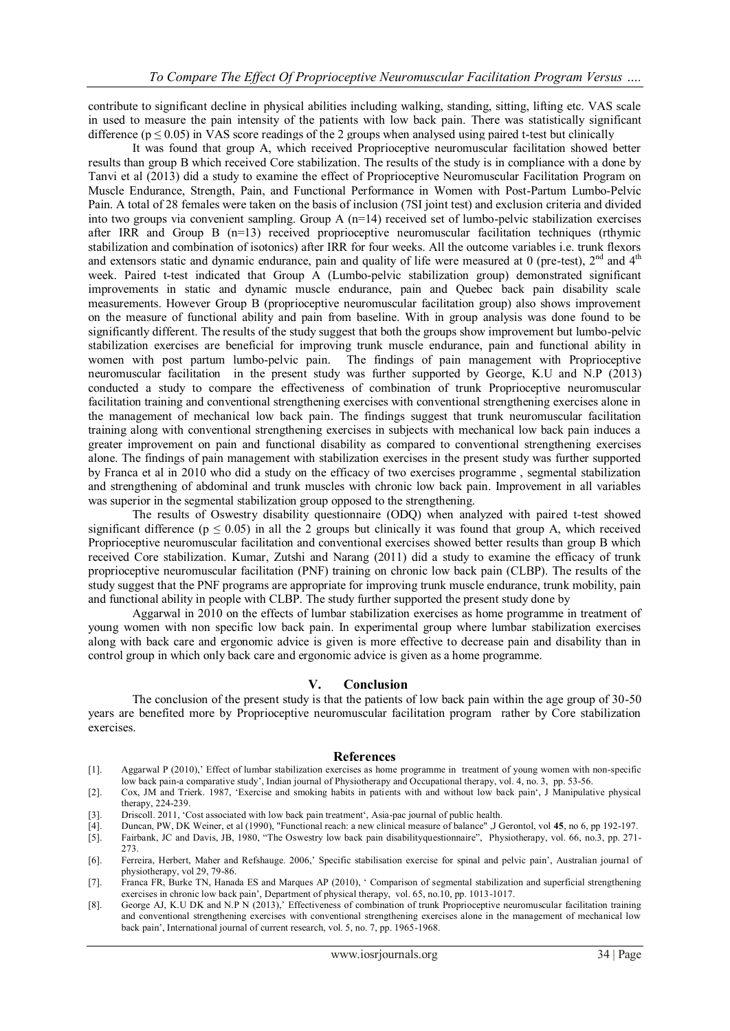contribute to significant decline in physical abilities including walking, standing, sitting, lifting etc. VAS scale in used to measure the pain intensity of the patients with low back pain. There was statistically significant difference ($p \leq 0.05$) in VAS score readings of the 2 groups when analysed using paired t-test but clinically

It was found that group A, which received Proprioceptive neuromuscular facilitation showed better results than group B which received Core stabilization. The results of the study is in compliance with a done by Tanvi et al (2013) did a study to examine the effect of Proprioceptive Neuromuscular Facilitation Program on Muscle Endurance, Strength, Pain, and Functional Performance in Women with Post-Partum Lumbo-Pelvic Pain. A total of 28 females were taken on the basis of inclusion (7SI joint test) and exclusion criteria and divided into two groups via convenient sampling. Group A (n=14) received set of lumbo-pelvic stabilization exercises after IRR and Group B (n=13) received proprioceptive neuromuscular facilitation techniques (rthymic stabilization and combination of isotonics) after IRR for four weeks. All the outcome variables i.e. trunk flexors and extensors static and dynamic endurance, pain and quality of life were measured at 0 (pre-test), 2nd and 4th week. Paired t-test indicated that Group A (Lumbo-pelvic stabilization group) demonstrated significant improvements in static and dynamic muscle endurance, pain and Quebec back pain disability scale measurements. However Group B (proprioceptive neuromuscular facilitation group) also shows improvement on the measure of functional ability and pain from baseline. With in group analysis was done found to be significantly different. The results of the study suggest that both the groups show improvement but lumbo-pelvic stabilization exercises are beneficial for improving trunk muscle endurance, pain and functional ability in women with post partum lumbo-pelvic pain. The findings of pain management with Proprioceptive neuromuscular facilitation in the present study was further supported by George, K.U and N.P (2013) conducted a study to compare the effectiveness of combination of trunk Proprioceptive neuromuscular facilitation training and conventional strengthening exercises with conventional strengthening exercises alone in the management of mechanical low back pain. The findings suggest that trunk neuromuscular facilitation training along with conventional strengthening exercises in subjects with mechanical low back pain induces a greater improvement on pain and functional disability as compared to conventional strengthening exercises alone. The findings of pain management with stabilization exercises in the present study was further supported by Franca et al in 2010 who did a study on the efficacy of two exercises programme , segmental stabilization and strengthening of abdominal and trunk muscles with chronic low back pain. Improvement in all variables was superior in the segmental stabilization group opposed to the strengthening.

The results of Oswestry disability questionnaire (ODQ) when analyzed with paired t-test showed significant difference ($p \leq 0.05$) in all the 2 groups but clinically it was found that group A, which received Proprioceptive neuromuscular facilitation and conventional exercises showed better results than group B which received Core stabilization. Kumar, Zutshi and Narang (2011) did a study to examine the efficacy of trunk proprioceptive neuromuscular facilitation (PNF) training on chronic low back pain (CLBP). The results of the study suggest that the PNF programs are appropriate for improving trunk muscle endurance, trunk mobility, pain and functional ability in people with CLBP. The study further supported the present study done by

Aggarwal in 2010 on the effects of lumbar stabilization exercises as home programme in treatment of young women with non specific low back pain. In experimental group where lumbar stabilization exercises along with back care and ergonomic advice is given is more effective to decrease pain and disability than in control group in which only back care and ergonomic advice is given as a home programme.

## V. Conclusion

The conclusion of the present study is that the patients of low back pain within the age group of 30-50 years are benefited more by Proprioceptive neuromuscular facilitation program rather by Core stabilization exercises.

## References

[1]. Aggarwal P (2010),' Effect of lumbar stabilization exercises as home programme in treatment of young women with non-specific low back pain-a comparative study', Indian journal of Physiotherapy and Occupational therapy, vol. 4, no. 3, pp. 53-56.

[2]. Cox, JM and Trierk. 1987, 'Exercise and smoking habits in patients with and without low back pain', J Manipulative physical therapy, 224-239.

[3]. Driscoll. 2011, 'Cost associated with low back pain treatment', Asia-pac journal of public health.

[4]. Duncan, PW, DK Weiner, et al (1990), "Functional reach: a new clinical measure of balance" ,J Gerontol, vol **45**, no 6, pp 192-197.

[5]. Fairbank, JC and Davis, JB, 1980, "The Oswestry low back pain disabilityquestionnaire", Physiotherapy, vol. 66, no.3, pp. 271-273.

[6]. Ferreira, Herbert, Maher and Refshauge. 2006,' Specific stabilisation exercise for spinal and pelvic pain', Australian journal of physiotherapy, vol 29, 79-86.

[7]. Franca FR, Burke TN, Hanada ES and Marques AP (2010), ' Comparison of segmental stabilization and superficial strengthening exercises in chronic low back pain', Department of physical therapy, vol. 65, no.10, pp. 1013-1017.

[8]. George AJ, K.U DK and N.P N (2013),' Effectiveness of combination of trunk Proprioceptive neuromuscular facilitation training and conventional strengthening exercises with conventional strengthening exercises alone in the management of mechanical low back pain', International journal of current research, vol. 5, no. 7, pp. 1965-1968.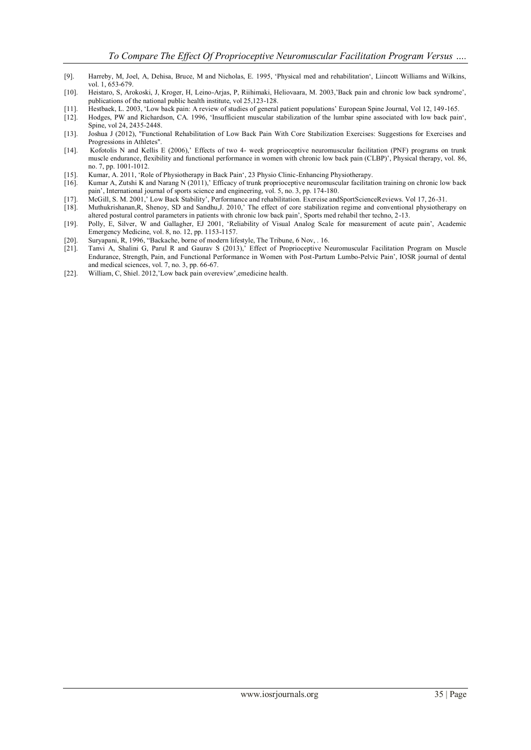[9]. Harreby, M, Joel, A, Dehisa, Bruce, M and Nicholas, E. 1995, 'Physical med and rehabilitation', Liincott Williams and Wilkins, vol. 1, 653-679.

[10]. Heistaro, S, Arokoski, J, Kroger, H, Leino-Arjas, P, Riihimaki, Heliovaara, M. 2003,'Back pain and chronic low back syndrome', publications of the national public health institute, vol 25,123-128.

[11]. Hestbaek, L. 2003, 'Low back pain: A review of studies of general patient populations' European Spine Journal, Vol 12, 149-165.

[12]. Hodges, PW and Richardson, CA. 1996, 'Insufficient muscular stabilization of the lumbar spine associated with low back pain', Spine, vol 24, 2435-2448.

[13]. Joshua J (2012), "Functional Rehabilitation of Low Back Pain With Core Stabilization Exercises: Suggestions for Exercises and Progressions in Athletes".

[14]. Kofotolis N and Kellis E (2006),' Effects of two 4- week proprioceptive neuromuscular facilitation (PNF) programs on trunk muscle endurance, flexibility and functional performance in women with chronic low back pain (CLBP)', Physical therapy, vol. 86, no. 7, pp. 1001-1012.

[15]. Kumar, A. 2011, 'Role of Physiotherapy in Back Pain', 23 Physio Clinic-Enhancing Physiotherapy.

[16]. Kumar A, Zutshi K and Narang N (2011),' Efficacy of trunk proprioceptive neuromuscular facilitation training on chronic low back pain', International journal of sports science and engineering, vol. 5, no. 3, pp. 174-180.

[17]. McGill, S. M. 2001,' Low Back Stability', Performance and rehabilitation. Exercise andSportScienceReviews. Vol 17, 26-31.

[18]. Muthukrishanan,R, Shenoy, SD and Sandhu,J. 2010,' The effect of core stabilization regime and conventional physiotherapy on altered postural control parameters in patients with chronic low back pain', Sports med rehabil ther techno, 2-13.

[19]. Polly, E, Silver, W and Gallagher, EJ 2001, 'Reliability of Visual Analog Scale for measurement of acute pain', Academic Emergency Medicine, vol. 8, no. 12, pp. 1153-1157.

[20]. Suryapani, R, 1996, "Backache, borne of modern lifestyle, The Tribune, 6 Nov, . 16.

[21]. Tanvi A, Shalini G, Parul R and Gaurav S (2013),' Effect of Proprioceptive Neuromuscular Facilitation Program on Muscle Endurance, Strength, Pain, and Functional Performance in Women with Post-Partum Lumbo-Pelvic Pain', IOSR journal of dental and medical sciences, vol. 7, no. 3, pp. 66-67.

[22]. William, C, Shiel. 2012,'Low back pain overeview',emedicine health.